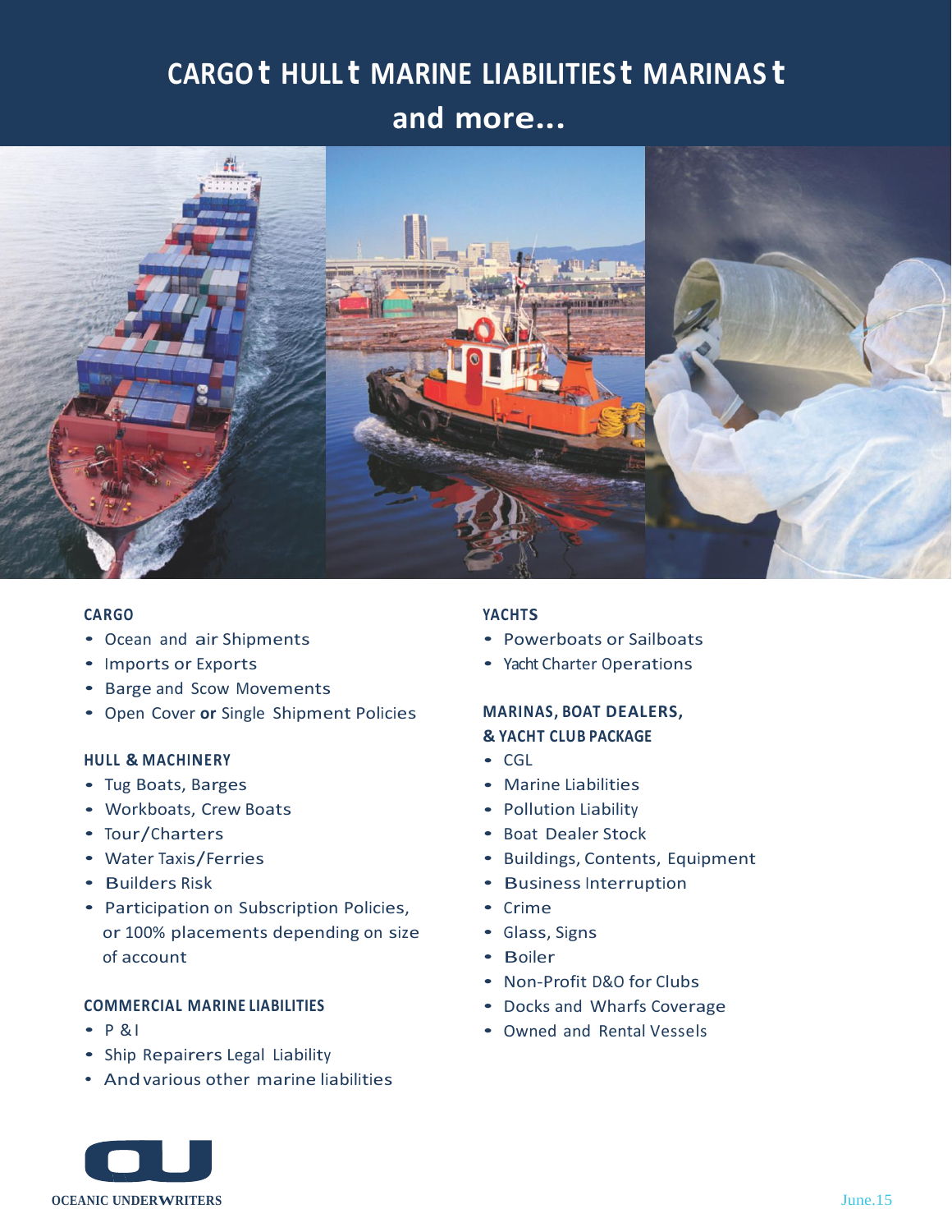# CARGO • HULL • MARINE LIABILITIES • MARINAS • and more...

### CARGO

- Ocean and air Shipments
- Imports or Exports
- Barge and Scow Movements
- Open Cover **or** Single Shipment Policies

### HULL & MACHINERY

- Tug Boats, Barges
- Workboats, Crew Boats
- Tour/Charters
- Water Taxis/Ferries
- Builders Risk
- Participation on Subscription Policies, or 100% placements depending on size of account

### COMMERCIAL MARINE LIABILITIES

- P & I
- Ship Repairers Legal Liability
- And various other marine liabilities

### YACHTS

- Powerboats or Sailboats
- Yacht Charter Operations

### MARINAS, BOAT DEALERS, & YACHT CLUB PACKAGE

- CGL
- Marine Liabilities
- Pollution Liability
- Boat Dealer Stock
- Buildings, Contents, Equipment
- Business Interruption
- Crime
- Glass, Signs
- Boiler
- Non-Profit D&O for Clubs
- Docks and Wharfs Coverage
- Owned and Rental Vessels

OCEANIC UNDERWRITERS

June.15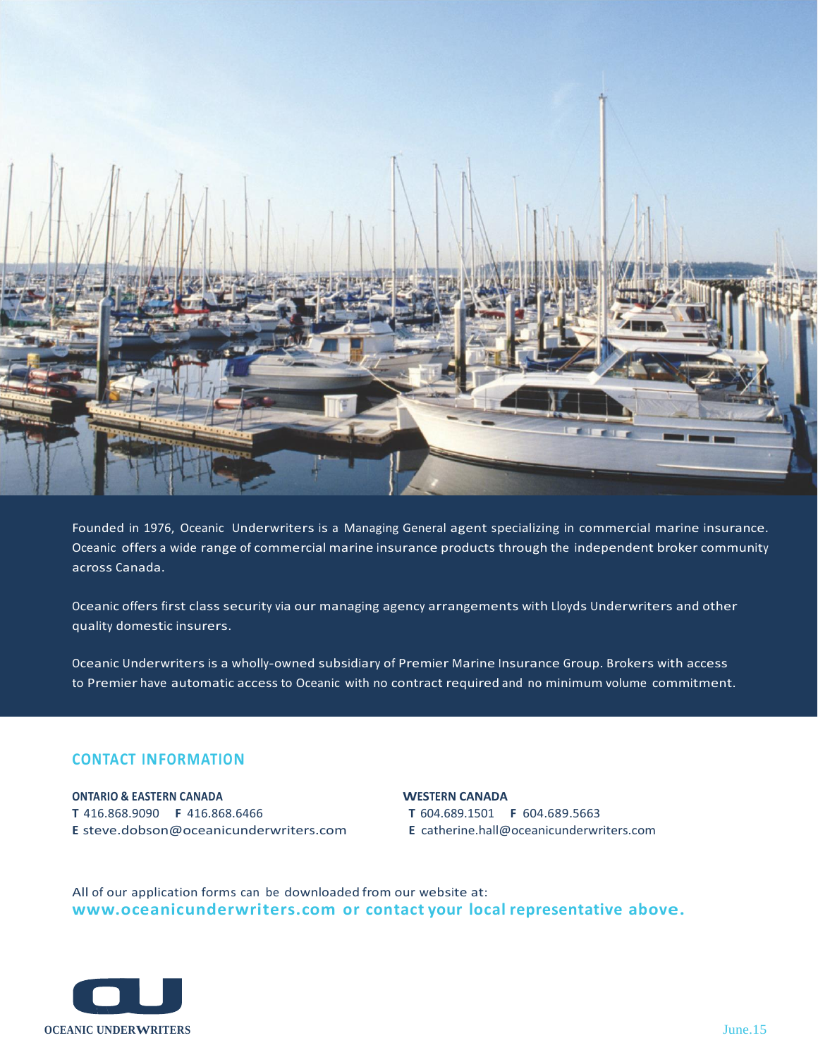Founded in 1976, Oceanic Underwriters is a Managing General agent specializing in commercial marine insurance. Oceanic offers a wide range of commercial marine insurance products through the independent broker community across Canada.

Oceanic offers first class security via our managing agency arrangements with Lloyds Underwriters and other quality domestic insurers.

Oceanic Underwriters is a wholly-owned subsidiary of Premier Marine Insurance Group. Brokers with access to Premier have automatic access to Oceanic with no contract required and no minimum volume commitment.

## CONTACT INFORMATION

**ONTARIO & EASTERN CANADA**
**T** 416.868.9090 **F** 416.868.6466
**E** steve.dobson@oceanicunderwriters.com

**WESTERN CANADA**
**T** 604.689.1501 **F** 604.689.5663
**E** catherine.hall@oceanicunderwriters.com

All of our application forms can be downloaded from our website at:
**www.oceanicunderwriters.com or contact your local representative above.**

**OCEANIC UNDERWRITERS**

June.15